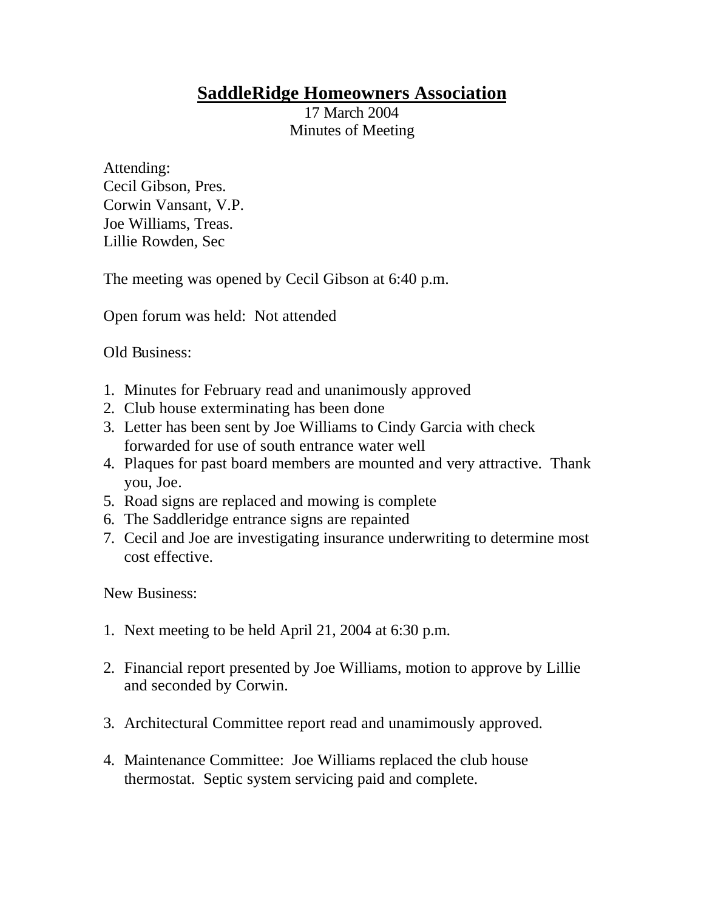# **SaddleRidge Homeowners Association**

17 March 2004
Minutes of Meeting

Attending:
Cecil Gibson, Pres.
Corwin Vansant, V.P.
Joe Williams, Treas.
Lillie Rowden, Sec

The meeting was opened by Cecil Gibson at 6:40 p.m.

Open forum was held: Not attended

Old Business:

1. Minutes for February read and unanimously approved
2. Club house exterminating has been done
3. Letter has been sent by Joe Williams to Cindy Garcia with check forwarded for use of south entrance water well
4. Plaques for past board members are mounted and very attractive. Thank you, Joe.
5. Road signs are replaced and mowing is complete
6. The Saddleridge entrance signs are repainted
7. Cecil and Joe are investigating insurance underwriting to determine most cost effective.

New Business:

1. Next meeting to be held April 21, 2004 at 6:30 p.m.

2. Financial report presented by Joe Williams, motion to approve by Lillie and seconded by Corwin.

3. Architectural Committee report read and unamimously approved.

4. Maintenance Committee: Joe Williams replaced the club house thermostat. Septic system servicing paid and complete.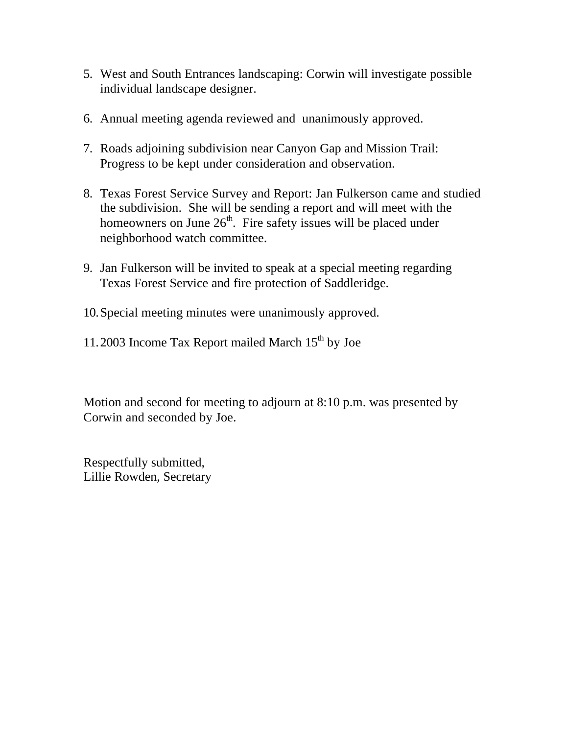5. West and South Entrances landscaping: Corwin will investigate possible individual landscape designer.

6. Annual meeting agenda reviewed and unanimously approved.

7. Roads adjoining subdivision near Canyon Gap and Mission Trail: Progress to be kept under consideration and observation.

8. Texas Forest Service Survey and Report: Jan Fulkerson came and studied the subdivision. She will be sending a report and will meet with the homeowners on June 26th. Fire safety issues will be placed under neighborhood watch committee.

9. Jan Fulkerson will be invited to speak at a special meeting regarding Texas Forest Service and fire protection of Saddleridge.

10. Special meeting minutes were unanimously approved.

11. 2003 Income Tax Report mailed March 15th by Joe

Motion and second for meeting to adjourn at 8:10 p.m. was presented by Corwin and seconded by Joe.

Respectfully submitted,
Lillie Rowden, Secretary